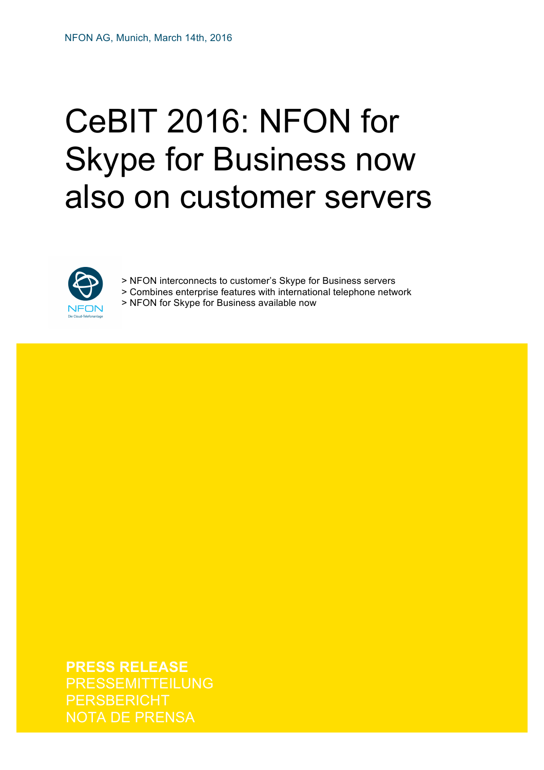NFON AG, Munich, March 14th, 2016

# CeBIT 2016: NFON for Skype for Business now also on customer servers

NFON

Die Cloud-Telefonanlage

> NFON interconnects to customer's Skype for Business servers
> Combines enterprise features with international telephone network
> NFON for Skype for Business available now

**PRESS RELEASE**
PRESSEMITTEILUNG
PERSBERICHT
NOTA DE PRENSA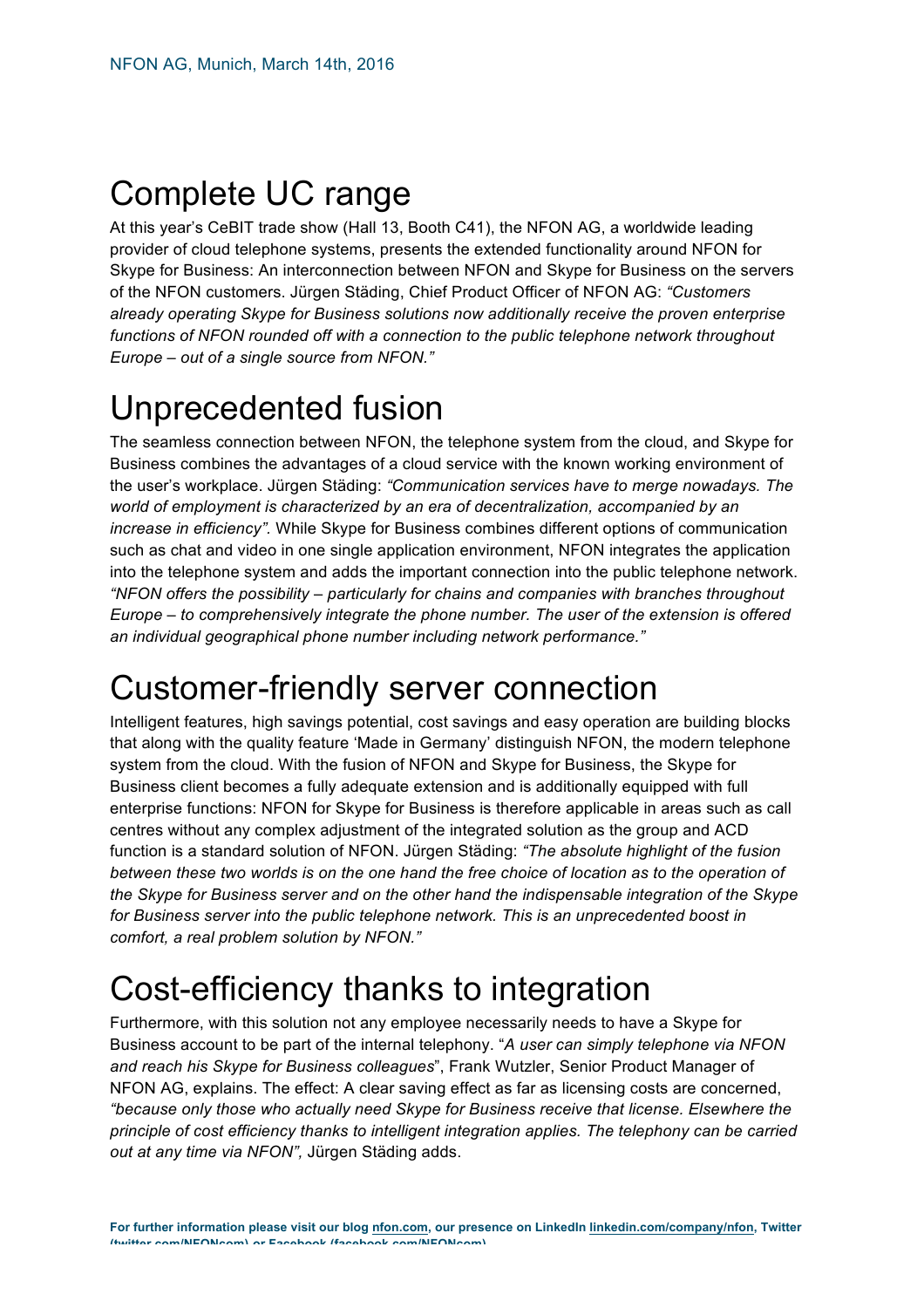NFON AG, Munich, March 14th, 2016

## Complete UC range

At this year's CeBIT trade show (Hall 13, Booth C41), the NFON AG, a worldwide leading provider of cloud telephone systems, presents the extended functionality around NFON for Skype for Business: An interconnection between NFON and Skype for Business on the servers of the NFON customers. Jürgen Städing, Chief Product Officer of NFON AG: *"Customers already operating Skype for Business solutions now additionally receive the proven enterprise functions of NFON rounded off with a connection to the public telephone network throughout Europe – out of a single source from NFON."*

## Unprecedented fusion

The seamless connection between NFON, the telephone system from the cloud, and Skype for Business combines the advantages of a cloud service with the known working environment of the user's workplace. Jürgen Städing: *"Communication services have to merge nowadays. The world of employment is characterized by an era of decentralization, accompanied by an increase in efficiency".* While Skype for Business combines different options of communication such as chat and video in one single application environment, NFON integrates the application into the telephone system and adds the important connection into the public telephone network. *"NFON offers the possibility – particularly for chains and companies with branches throughout Europe – to comprehensively integrate the phone number. The user of the extension is offered an individual geographical phone number including network performance."*

## Customer-friendly server connection

Intelligent features, high savings potential, cost savings and easy operation are building blocks that along with the quality feature 'Made in Germany' distinguish NFON, the modern telephone system from the cloud. With the fusion of NFON and Skype for Business, the Skype for Business client becomes a fully adequate extension and is additionally equipped with full enterprise functions: NFON for Skype for Business is therefore applicable in areas such as call centres without any complex adjustment of the integrated solution as the group and ACD function is a standard solution of NFON. Jürgen Städing: *"The absolute highlight of the fusion between these two worlds is on the one hand the free choice of location as to the operation of the Skype for Business server and on the other hand the indispensable integration of the Skype for Business server into the public telephone network. This is an unprecedented boost in comfort, a real problem solution by NFON."*

## Cost-efficiency thanks to integration

Furthermore, with this solution not any employee necessarily needs to have a Skype for Business account to be part of the internal telephony. "*A user can simply telephone via NFON and reach his Skype for Business colleagues*", Frank Wutzler, Senior Product Manager of NFON AG, explains. The effect: A clear saving effect as far as licensing costs are concerned, *"because only those who actually need Skype for Business receive that license. Elsewhere the principle of cost efficiency thanks to intelligent integration applies. The telephony can be carried out at any time via NFON",* Jürgen Städing adds.

**For further information please visit our blog nfon.com, our presence on LinkedIn linkedin.com/company/nfon, Twitter (twitter.com/NFONcom) or Facebook (facebook.com/NFONcom)**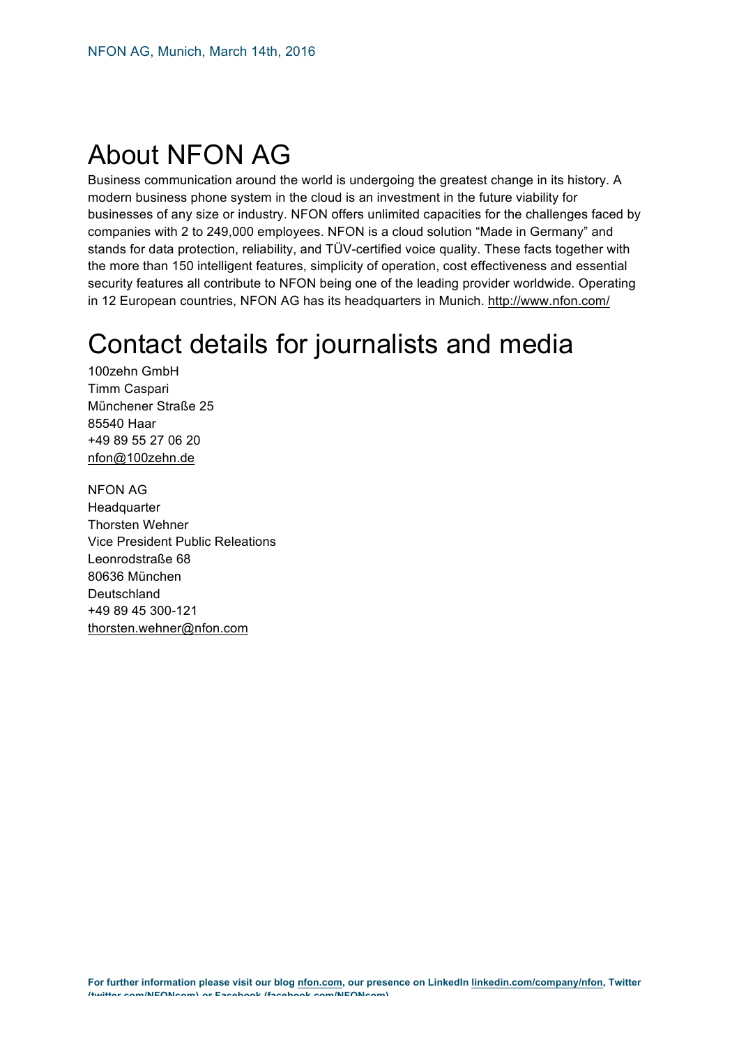## About NFON AG

Business communication around the world is undergoing the greatest change in its history. A modern business phone system in the cloud is an investment in the future viability for businesses of any size or industry. NFON offers unlimited capacities for the challenges faced by companies with 2 to 249,000 employees. NFON is a cloud solution “Made in Germany” and stands for data protection, reliability, and TÜV-certified voice quality. These facts together with the more than 150 intelligent features, simplicity of operation, cost effectiveness and essential security features all contribute to NFON being one of the leading provider worldwide. Operating in 12 European countries, NFON AG has its headquarters in Munich. http://www.nfon.com/

## Contact details for journalists and media

100zehn GmbH
Timm Caspari
Münchener Straße 25
85540 Haar
+49 89 55 27 06 20
nfon@100zehn.de

NFON AG
Headquarter
Thorsten Wehner
Vice President Public Releations
Leonrodstraße 68
80636 München
Deutschland
+49 89 45 300-121
thorsten.wehner@nfon.com